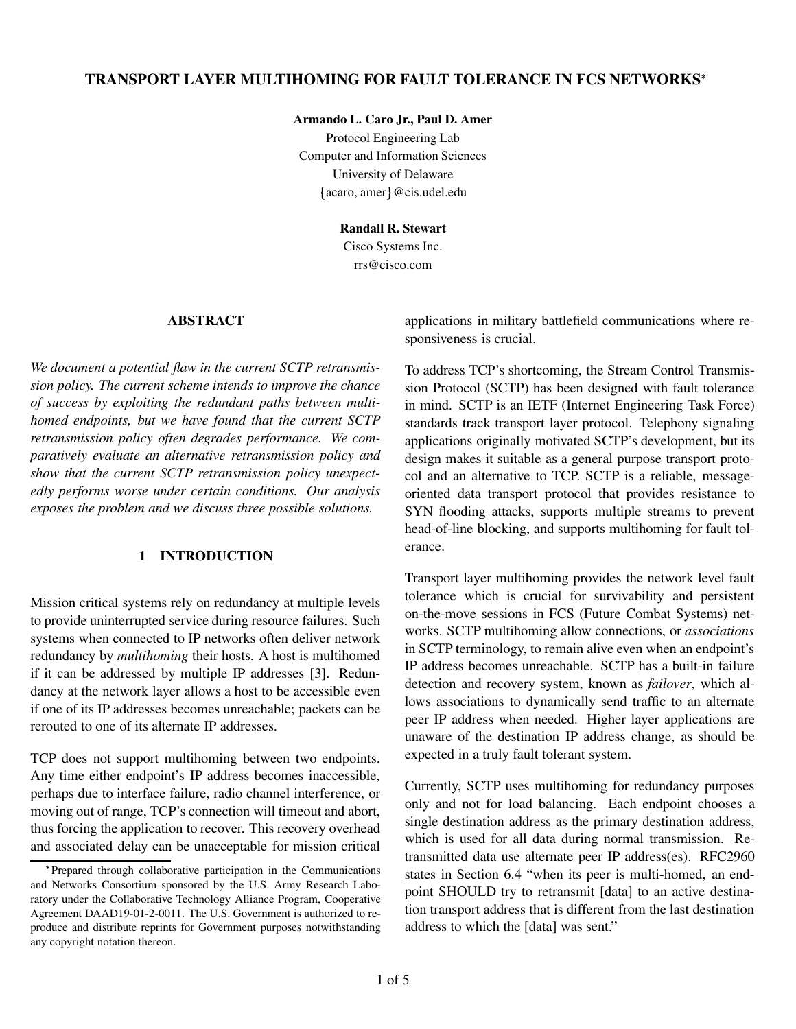# TRANSPORT LAYER MULTIHOMING FOR FAULT TOLERANCE IN FCS NETWORKS*

**Armando L. Caro Jr., Paul D. Amer**
Protocol Engineering Lab
Computer and Information Sciences
University of Delaware
{acaro, amer}@cis.udel.edu

**Randall R. Stewart**
Cisco Systems Inc.
rrs@cisco.com

## ABSTRACT

*We document a potential flaw in the current SCTP retransmission policy. The current scheme intends to improve the chance of success by exploiting the redundant paths between multihomed endpoints, but we have found that the current SCTP retransmission policy often degrades performance. We comparatively evaluate an alternative retransmission policy and show that the current SCTP retransmission policy unexpectedly performs worse under certain conditions. Our analysis exposes the problem and we discuss three possible solutions.*

## 1 INTRODUCTION

Mission critical systems rely on redundancy at multiple levels to provide uninterrupted service during resource failures. Such systems when connected to IP networks often deliver network redundancy by *multihoming* their hosts. A host is multihomed if it can be addressed by multiple IP addresses [3]. Redundancy at the network layer allows a host to be accessible even if one of its IP addresses becomes unreachable; packets can be rerouted to one of its alternate IP addresses.

TCP does not support multihoming between two endpoints. Any time either endpoint's IP address becomes inaccessible, perhaps due to interface failure, radio channel interference, or moving out of range, TCP's connection will timeout and abort, thus forcing the application to recover. This recovery overhead and associated delay can be unacceptable for mission critical applications in military battlefield communications where responsiveness is crucial.

To address TCP's shortcoming, the Stream Control Transmission Protocol (SCTP) has been designed with fault tolerance in mind. SCTP is an IETF (Internet Engineering Task Force) standards track transport layer protocol. Telephony signaling applications originally motivated SCTP's development, but its design makes it suitable as a general purpose transport protocol and an alternative to TCP. SCTP is a reliable, message-oriented data transport protocol that provides resistance to SYN flooding attacks, supports multiple streams to prevent head-of-line blocking, and supports multihoming for fault tolerance.

Transport layer multihoming provides the network level fault tolerance which is crucial for survivability and persistent on-the-move sessions in FCS (Future Combat Systems) networks. SCTP multihoming allow connections, or *associations* in SCTP terminology, to remain alive even when an endpoint's IP address becomes unreachable. SCTP has a built-in failure detection and recovery system, known as *failover*, which allows associations to dynamically send traffic to an alternate peer IP address when needed. Higher layer applications are unaware of the destination IP address change, as should be expected in a truly fault tolerant system.

Currently, SCTP uses multihoming for redundancy purposes only and not for load balancing. Each endpoint chooses a single destination address as the primary destination address, which is used for all data during normal transmission. Retransmitted data use alternate peer IP address(es). RFC2960 states in Section 6.4 "when its peer is multi-homed, an endpoint SHOULD try to retransmit [data] to an active destination transport address that is different from the last destination address to which the [data] was sent."

*Prepared through collaborative participation in the Communications and Networks Consortium sponsored by the U.S. Army Research Laboratory under the Collaborative Technology Alliance Program, Cooperative Agreement DAAD19-01-2-0011. The U.S. Government is authorized to reproduce and distribute reprints for Government purposes notwithstanding any copyright notation thereon.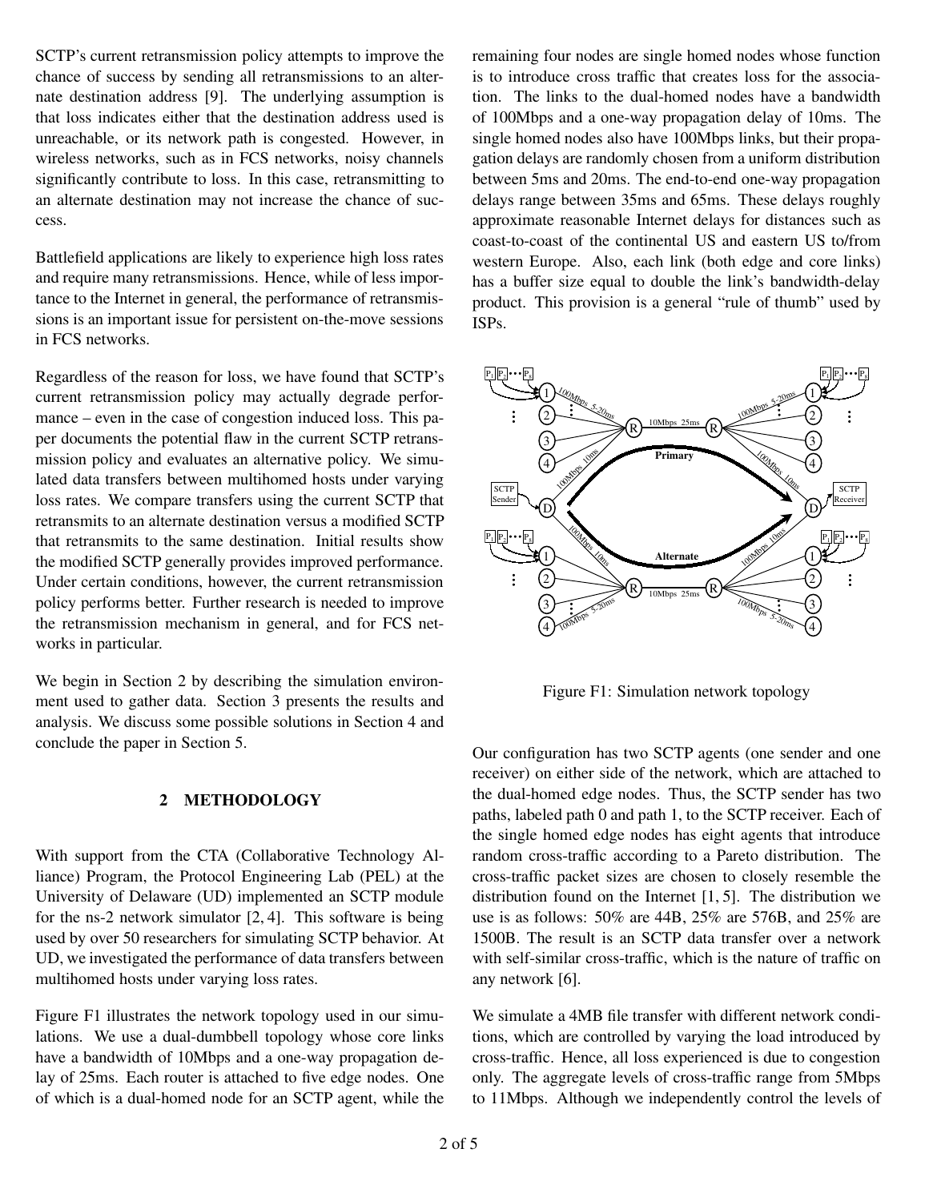SCTP's current retransmission policy attempts to improve the chance of success by sending all retransmissions to an alternate destination address [9]. The underlying assumption is that loss indicates either that the destination address used is unreachable, or its network path is congested. However, in wireless networks, such as in FCS networks, noisy channels significantly contribute to loss. In this case, retransmitting to an alternate destination may not increase the chance of success.

Battlefield applications are likely to experience high loss rates and require many retransmissions. Hence, while of less importance to the Internet in general, the performance of retransmissions is an important issue for persistent on-the-move sessions in FCS networks.

Regardless of the reason for loss, we have found that SCTP's current retransmission policy may actually degrade performance – even in the case of congestion induced loss. This paper documents the potential flaw in the current SCTP retransmission policy and evaluates an alternative policy. We simulated data transfers between multihomed hosts under varying loss rates. We compare transfers using the current SCTP that retransmits to an alternate destination versus a modified SCTP that retransmits to the same destination. Initial results show the modified SCTP generally provides improved performance. Under certain conditions, however, the current retransmission policy performs better. Further research is needed to improve the retransmission mechanism in general, and for FCS networks in particular.

We begin in Section 2 by describing the simulation environment used to gather data. Section 3 presents the results and analysis. We discuss some possible solutions in Section 4 and conclude the paper in Section 5.

## 2 METHODOLOGY

With support from the CTA (Collaborative Technology Alliance) Program, the Protocol Engineering Lab (PEL) at the University of Delaware (UD) implemented an SCTP module for the ns-2 network simulator [2, 4]. This software is being used by over 50 researchers for simulating SCTP behavior. At UD, we investigated the performance of data transfers between multihomed hosts under varying loss rates.

Figure F1 illustrates the network topology used in our simulations. We use a dual-dumbbell topology whose core links have a bandwidth of 10Mbps and a one-way propagation delay of 25ms. Each router is attached to five edge nodes. One of which is a dual-homed node for an SCTP agent, while the remaining four nodes are single homed nodes whose function is to introduce cross traffic that creates loss for the association. The links to the dual-homed nodes have a bandwidth of 100Mbps and a one-way propagation delay of 10ms. The single homed nodes also have 100Mbps links, but their propagation delays are randomly chosen from a uniform distribution between 5ms and 20ms. The end-to-end one-way propagation delays range between 35ms and 65ms. These delays roughly approximate reasonable Internet delays for distances such as coast-to-coast of the continental US and eastern US to/from western Europe. Also, each link (both edge and core links) has a buffer size equal to double the link's bandwidth-delay product. This provision is a general "rule of thumb" used by ISPs.

Figure F1: Simulation network topology

Our configuration has two SCTP agents (one sender and one receiver) on either side of the network, which are attached to the dual-homed edge nodes. Thus, the SCTP sender has two paths, labeled path 0 and path 1, to the SCTP receiver. Each of the single homed edge nodes has eight agents that introduce random cross-traffic according to a Pareto distribution. The cross-traffic packet sizes are chosen to closely resemble the distribution found on the Internet [1, 5]. The distribution we use is as follows: 50% are 44B, 25% are 576B, and 25% are 1500B. The result is an SCTP data transfer over a network with self-similar cross-traffic, which is the nature of traffic on any network [6].

We simulate a 4MB file transfer with different network conditions, which are controlled by varying the load introduced by cross-traffic. Hence, all loss experienced is due to congestion only. The aggregate levels of cross-traffic range from 5Mbps to 11Mbps. Although we independently control the levels of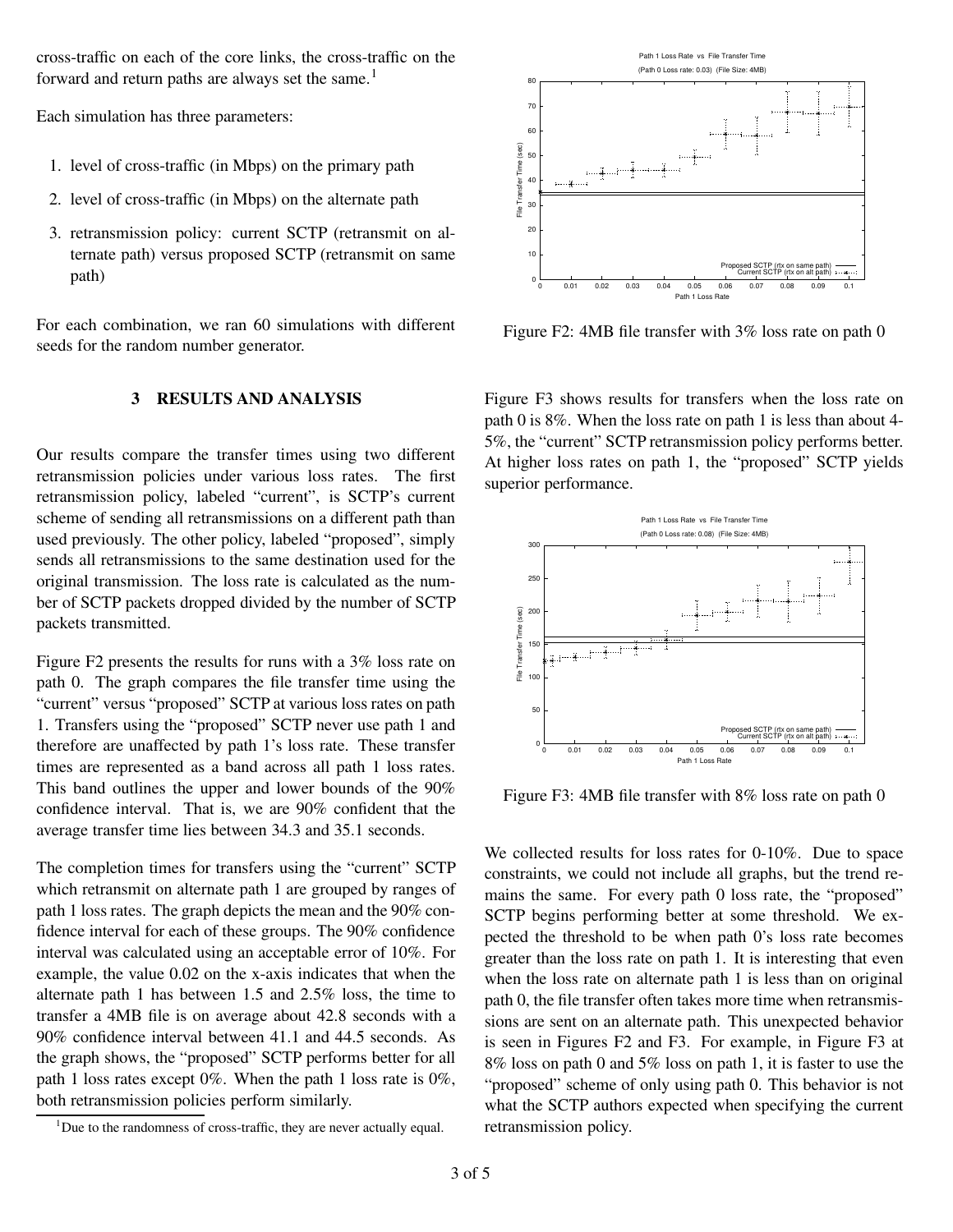cross-traffic on each of the core links, the cross-traffic on the forward and return paths are always set the same.[1]

Each simulation has three parameters:

1. level of cross-traffic (in Mbps) on the primary path
2. level of cross-traffic (in Mbps) on the alternate path
3. retransmission policy: current SCTP (retransmit on alternate path) versus proposed SCTP (retransmit on same path)

For each combination, we ran 60 simulations with different seeds for the random number generator.

## 3 RESULTS AND ANALYSIS

Our results compare the transfer times using two different retransmission policies under various loss rates. The first retransmission policy, labeled "current", is SCTP's current scheme of sending all retransmissions on a different path than used previously. The other policy, labeled "proposed", simply sends all retransmissions to the same destination used for the original transmission. The loss rate is calculated as the number of SCTP packets dropped divided by the number of SCTP packets transmitted.

Figure F2 presents the results for runs with a 3% loss rate on path 0. The graph compares the file transfer time using the "current" versus "proposed" SCTP at various loss rates on path 1. Transfers using the "proposed" SCTP never use path 1 and therefore are unaffected by path 1's loss rate. These transfer times are represented as a band across all path 1 loss rates. This band outlines the upper and lower bounds of the 90% confidence interval. That is, we are 90% confident that the average transfer time lies between 34.3 and 35.1 seconds.

The completion times for transfers using the "current" SCTP which retransmit on alternate path 1 are grouped by ranges of path 1 loss rates. The graph depicts the mean and the 90% confidence interval for each of these groups. The 90% confidence interval was calculated using an acceptable error of 10%. For example, the value 0.02 on the x-axis indicates that when the alternate path 1 has between 1.5 and 2.5% loss, the time to transfer a 4MB file is on average about 42.8 seconds with a 90% confidence interval between 41.1 and 44.5 seconds. As the graph shows, the "proposed" SCTP performs better for all path 1 loss rates except 0%. When the path 1 loss rate is 0%, both retransmission policies perform similarly.

[1]Due to the randomness of cross-traffic, they are never actually equal.

Figure F2: 4MB file transfer with 3% loss rate on path 0

Figure F3 shows results for transfers when the loss rate on path 0 is 8%. When the loss rate on path 1 is less than about 4-5%, the "current" SCTP retransmission policy performs better. At higher loss rates on path 1, the "proposed" SCTP yields superior performance.

Figure F3: 4MB file transfer with 8% loss rate on path 0

We collected results for loss rates for 0-10%. Due to space constraints, we could not include all graphs, but the trend remains the same. For every path 0 loss rate, the "proposed" SCTP begins performing better at some threshold. We expected the threshold to be when path 0's loss rate becomes greater than the loss rate on path 1. It is interesting that even when the loss rate on alternate path 1 is less than on original path 0, the file transfer often takes more time when retransmissions are sent on an alternate path. This unexpected behavior is seen in Figures F2 and F3. For example, in Figure F3 at 8% loss on path 0 and 5% loss on path 1, it is faster to use the "proposed" scheme of only using path 0. This behavior is not what the SCTP authors expected when specifying the current retransmission policy.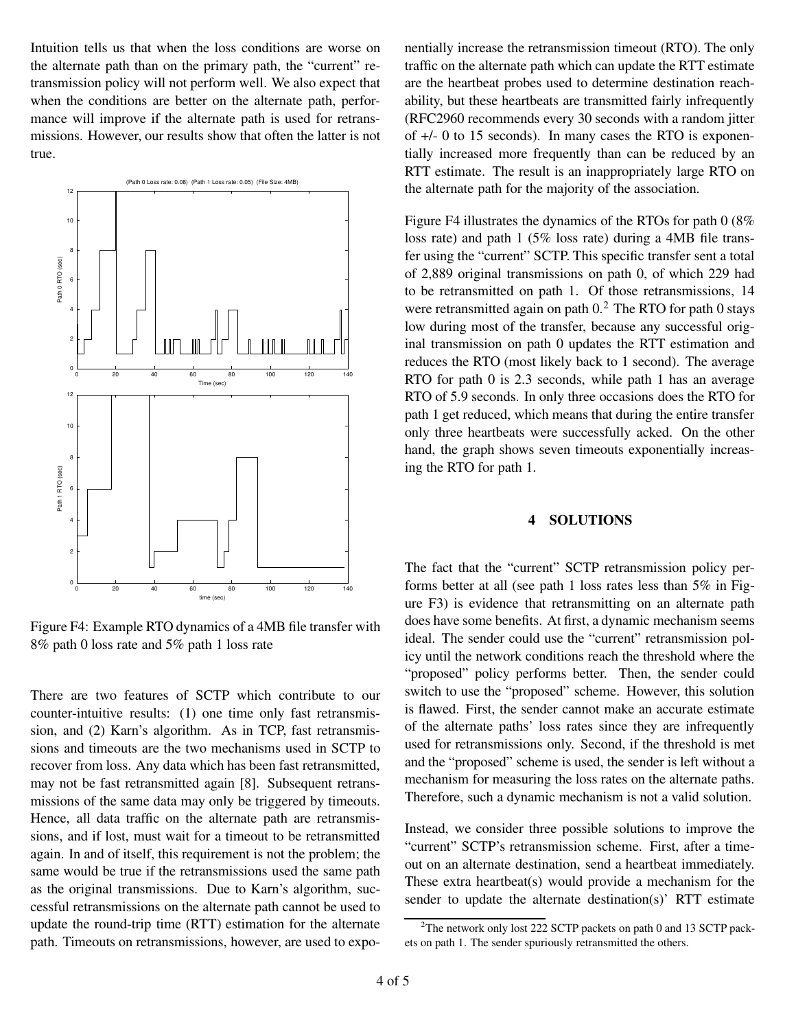Intuition tells us that when the loss conditions are worse on the alternate path than on the primary path, the "current" retransmission policy will not perform well. We also expect that when the conditions are better on the alternate path, performance will improve if the alternate path is used for retransmissions. However, our results show that often the latter is not true.

Figure F4: Example RTO dynamics of a 4MB file transfer with 8% path 0 loss rate and 5% path 1 loss rate

There are two features of SCTP which contribute to our counter-intuitive results: (1) one time only fast retransmission, and (2) Karn's algorithm. As in TCP, fast retransmissions and timeouts are the two mechanisms used in SCTP to recover from loss. Any data which has been fast retransmitted, may not be fast retransmitted again [8]. Subsequent retransmissions of the same data may only be triggered by timeouts. Hence, all data traffic on the alternate path are retransmissions, and if lost, must wait for a timeout to be retransmitted again. In and of itself, this requirement is not the problem; the same would be true if the retransmissions used the same path as the original transmissions. Due to Karn's algorithm, successful retransmissions on the alternate path cannot be used to update the round-trip time (RTT) estimation for the alternate path. Timeouts on retransmissions, however, are used to exponentially increase the retransmission timeout (RTO). The only traffic on the alternate path which can update the RTT estimate are the heartbeat probes used to determine destination reachability, but these heartbeats are transmitted fairly infrequently (RFC2960 recommends every 30 seconds with a random jitter of +/- 0 to 15 seconds). In many cases the RTO is exponentially increased more frequently than can be reduced by an RTT estimate. The result is an inappropriately large RTO on the alternate path for the majority of the association.

Figure F4 illustrates the dynamics of the RTOs for path 0 (8% loss rate) and path 1 (5% loss rate) during a 4MB file transfer using the "current" SCTP. This specific transfer sent a total of 2,889 original transmissions on path 0, of which 229 had to be retransmitted on path 1. Of those retransmissions, 14 were retransmitted again on path 0.[2] The RTO for path 0 stays low during most of the transfer, because any successful original transmission on path 0 updates the RTT estimation and reduces the RTO (most likely back to 1 second). The average RTO for path 0 is 2.3 seconds, while path 1 has an average RTO of 5.9 seconds. In only three occasions does the RTO for path 1 get reduced, which means that during the entire transfer only three heartbeats were successfully acked. On the other hand, the graph shows seven timeouts exponentially increasing the RTO for path 1.

## 4 SOLUTIONS

The fact that the "current" SCTP retransmission policy performs better at all (see path 1 loss rates less than 5% in Figure F3) is evidence that retransmitting on an alternate path does have some benefits. At first, a dynamic mechanism seems ideal. The sender could use the "current" retransmission policy until the network conditions reach the threshold where the "proposed" policy performs better. Then, the sender could switch to use the "proposed" scheme. However, this solution is flawed. First, the sender cannot make an accurate estimate of the alternate paths' loss rates since they are infrequently used for retransmissions only. Second, if the threshold is met and the "proposed" scheme is used, the sender is left without a mechanism for measuring the loss rates on the alternate paths. Therefore, such a dynamic mechanism is not a valid solution.

Instead, we consider three possible solutions to improve the "current" SCTP's retransmission scheme. First, after a timeout on an alternate destination, send a heartbeat immediately. These extra heartbeat(s) would provide a mechanism for the sender to update the alternate destination(s)' RTT estimate

[2] The network only lost 222 SCTP packets on path 0 and 13 SCTP packets on path 1. The sender spuriously retransmitted the others.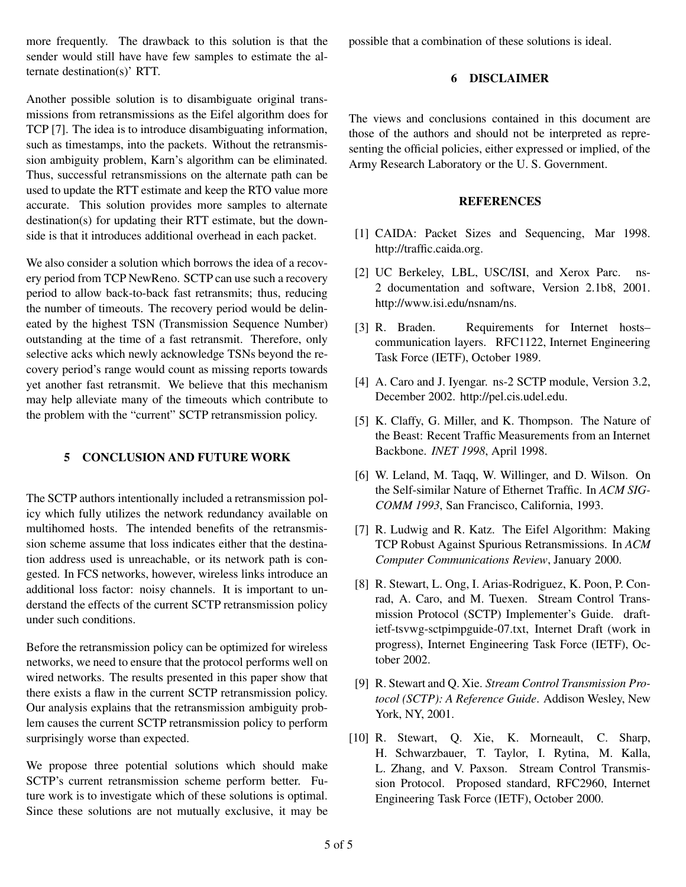more frequently. The drawback to this solution is that the sender would still have have few samples to estimate the alternate destination(s)' RTT.

Another possible solution is to disambiguate original transmissions from retransmissions as the Eifel algorithm does for TCP [7]. The idea is to introduce disambiguating information, such as timestamps, into the packets. Without the retransmission ambiguity problem, Karn's algorithm can be eliminated. Thus, successful retransmissions on the alternate path can be used to update the RTT estimate and keep the RTO value more accurate. This solution provides more samples to alternate destination(s) for updating their RTT estimate, but the downside is that it introduces additional overhead in each packet.

We also consider a solution which borrows the idea of a recovery period from TCP NewReno. SCTP can use such a recovery period to allow back-to-back fast retransmits; thus, reducing the number of timeouts. The recovery period would be delineated by the highest TSN (Transmission Sequence Number) outstanding at the time of a fast retransmit. Therefore, only selective acks which newly acknowledge TSNs beyond the recovery period's range would count as missing reports towards yet another fast retransmit. We believe that this mechanism may help alleviate many of the timeouts which contribute to the problem with the "current" SCTP retransmission policy.

## 5 CONCLUSION AND FUTURE WORK

The SCTP authors intentionally included a retransmission policy which fully utilizes the network redundancy available on multihomed hosts. The intended benefits of the retransmission scheme assume that loss indicates either that the destination address used is unreachable, or its network path is congested. In FCS networks, however, wireless links introduce an additional loss factor: noisy channels. It is important to understand the effects of the current SCTP retransmission policy under such conditions.

Before the retransmission policy can be optimized for wireless networks, we need to ensure that the protocol performs well on wired networks. The results presented in this paper show that there exists a flaw in the current SCTP retransmission policy. Our analysis explains that the retransmission ambiguity problem causes the current SCTP retransmission policy to perform surprisingly worse than expected.

We propose three potential solutions which should make SCTP's current retransmission scheme perform better. Future work is to investigate which of these solutions is optimal. Since these solutions are not mutually exclusive, it may be possible that a combination of these solutions is ideal.

## 6 DISCLAIMER

The views and conclusions contained in this document are those of the authors and should not be interpreted as representing the official policies, either expressed or implied, of the Army Research Laboratory or the U. S. Government.

## REFERENCES

[1] CAIDA: Packet Sizes and Sequencing, Mar 1998. http://traffic.caida.org.

[2] UC Berkeley, LBL, USC/ISI, and Xerox Parc. ns-2 documentation and software, Version 2.1b8, 2001. http://www.isi.edu/nsnam/ns.

[3] R. Braden. Requirements for Internet hosts–communication layers. RFC1122, Internet Engineering Task Force (IETF), October 1989.

[4] A. Caro and J. Iyengar. ns-2 SCTP module, Version 3.2, December 2002. http://pel.cis.udel.edu.

[5] K. Claffy, G. Miller, and K. Thompson. The Nature of the Beast: Recent Traffic Measurements from an Internet Backbone. *INET 1998*, April 1998.

[6] W. Leland, M. Taqq, W. Willinger, and D. Wilson. On the Self-similar Nature of Ethernet Traffic. In *ACM SIGCOMM 1993*, San Francisco, California, 1993.

[7] R. Ludwig and R. Katz. The Eifel Algorithm: Making TCP Robust Against Spurious Retransmissions. In *ACM Computer Communications Review*, January 2000.

[8] R. Stewart, L. Ong, I. Arias-Rodriguez, K. Poon, P. Conrad, A. Caro, and M. Tuexen. Stream Control Transmission Protocol (SCTP) Implementer's Guide. draft-ietf-tsvwg-sctpimpguide-07.txt, Internet Draft (work in progress), Internet Engineering Task Force (IETF), October 2002.

[9] R. Stewart and Q. Xie. *Stream Control Transmission Protocol (SCTP): A Reference Guide*. Addison Wesley, New York, NY, 2001.

[10] R. Stewart, Q. Xie, K. Morneault, C. Sharp, H. Schwarzbauer, T. Taylor, I. Rytina, M. Kalla, L. Zhang, and V. Paxson. Stream Control Transmission Protocol. Proposed standard, RFC2960, Internet Engineering Task Force (IETF), October 2000.